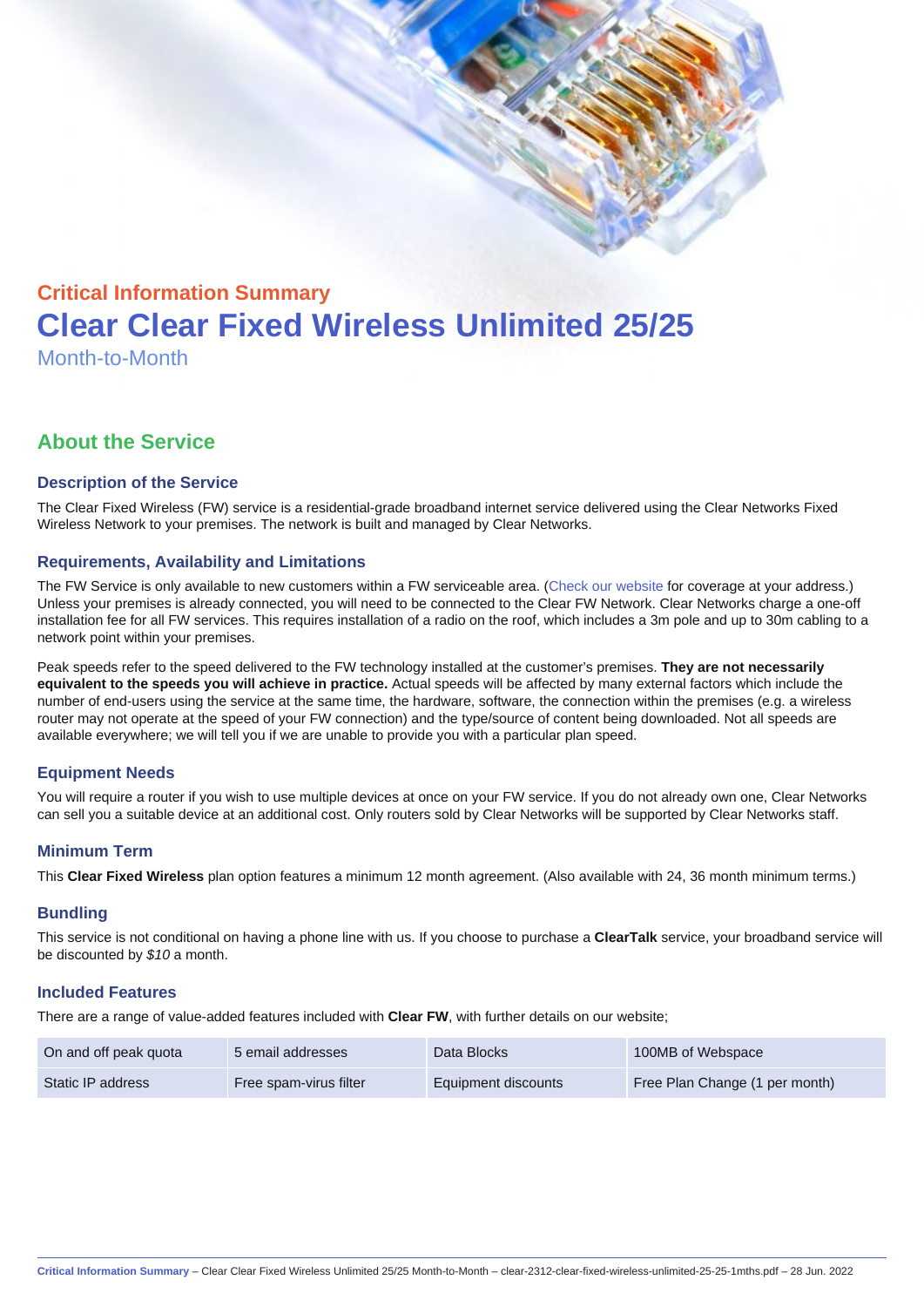## Critical Information Summary

# Clear Clear Fixed Wireless Unlimited 25/25

Month-to-Month

## About the Service

### Description of the Service

The Clear Fixed Wireless (FW) service is a residential-grade broadband internet service delivered using the Clear Networks Fixed Wireless Network to your premises. The network is built and managed by Clear Networks.

### Requirements, Availability and Limitations

The FW Service is only available to new customers within a FW serviceable area. (Check our website for coverage at your address.) Unless your premises is already connected, you will need to be connected to the Clear FW Network. Clear Networks charge a one-off installation fee for all FW services. This requires installation of a radio on the roof, which includes a 3m pole and up to 30m cabling to a network point within your premises.

Peak speeds refer to the speed delivered to the FW technology installed at the customer's premises. **They are not necessarily equivalent to the speeds you will achieve in practice.** Actual speeds will be affected by many external factors which include the number of end-users using the service at the same time, the hardware, software, the connection within the premises (e.g. a wireless router may not operate at the speed of your FW connection) and the type/source of content being downloaded. Not all speeds are available everywhere; we will tell you if we are unable to provide you with a particular plan speed.

### Equipment Needs

You will require a router if you wish to use multiple devices at once on your FW service. If you do not already own one, Clear Networks can sell you a suitable device at an additional cost. Only routers sold by Clear Networks will be supported by Clear Networks staff.

### Minimum Term

This **Clear Fixed Wireless** plan option features a minimum 12 month agreement. (Also available with 24, 36 month minimum terms.)

### Bundling

This service is not conditional on having a phone line with us. If you choose to purchase a **ClearTalk** service, your broadband service will be discounted by *$10* a month.

### Included Features

There are a range of value-added features included with **Clear FW**, with further details on our website;

| | | | |
|---|---|---|---|
| On and off peak quota | 5 email addresses | Data Blocks | 100MB of Webspace |
| Static IP address | Free spam-virus filter | Equipment discounts | Free Plan Change (1 per month) |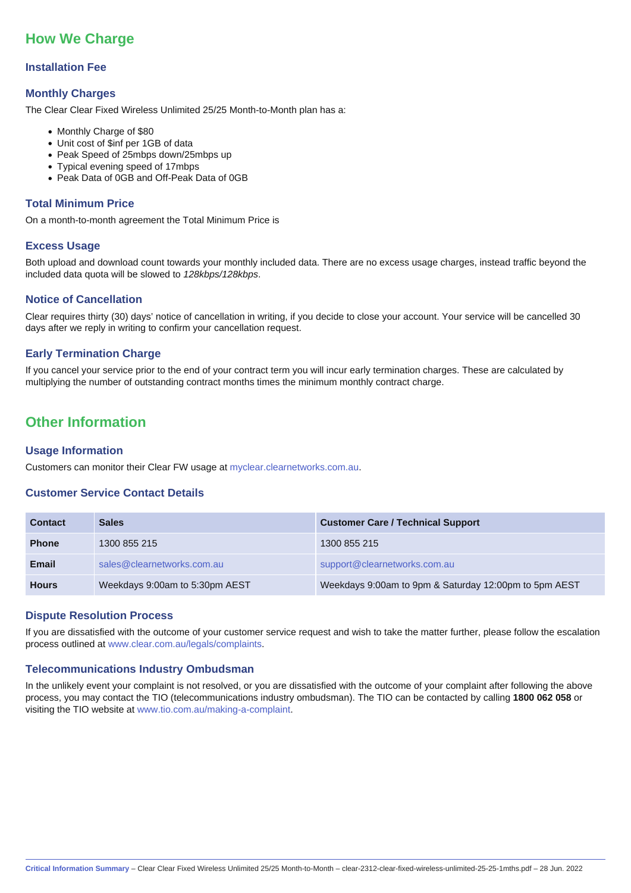## How We Charge

### Installation Fee

### Monthly Charges

The Clear Clear Fixed Wireless Unlimited 25/25 Month-to-Month plan has a:

- Monthly Charge of $80
- Unit cost of $inf per 1GB of data
- Peak Speed of 25mbps down/25mbps up
- Typical evening speed of 17mbps
- Peak Data of 0GB and Off-Peak Data of 0GB

### Total Minimum Price

On a month-to-month agreement the Total Minimum Price is

### Excess Usage

Both upload and download count towards your monthly included data. There are no excess usage charges, instead traffic beyond the included data quota will be slowed to *128kbps/128kbps*.

### Notice of Cancellation

Clear requires thirty (30) days' notice of cancellation in writing, if you decide to close your account. Your service will be cancelled 30 days after we reply in writing to confirm your cancellation request.

### Early Termination Charge

If you cancel your service prior to the end of your contract term you will incur early termination charges. These are calculated by multiplying the number of outstanding contract months times the minimum monthly contract charge.

## Other Information

### Usage Information

Customers can monitor their Clear FW usage at myclear.clearnetworks.com.au.

### Customer Service Contact Details

| Contact | Sales | Customer Care / Technical Support |
|---|---|---|
| **Phone** | 1300 855 215 | 1300 855 215 |
| **Email** | sales@clearnetworks.com.au | support@clearnetworks.com.au |
| **Hours** | Weekdays 9:00am to 5:30pm AEST | Weekdays 9:00am to 9pm & Saturday 12:00pm to 5pm AEST |

### Dispute Resolution Process

If you are dissatisfied with the outcome of your customer service request and wish to take the matter further, please follow the escalation process outlined at www.clear.com.au/legals/complaints.

### Telecommunications Industry Ombudsman

In the unlikely event your complaint is not resolved, or you are dissatisfied with the outcome of your complaint after following the above process, you may contact the TIO (telecommunications industry ombudsman). The TIO can be contacted by calling **1800 062 058** or visiting the TIO website at www.tio.com.au/making-a-complaint.